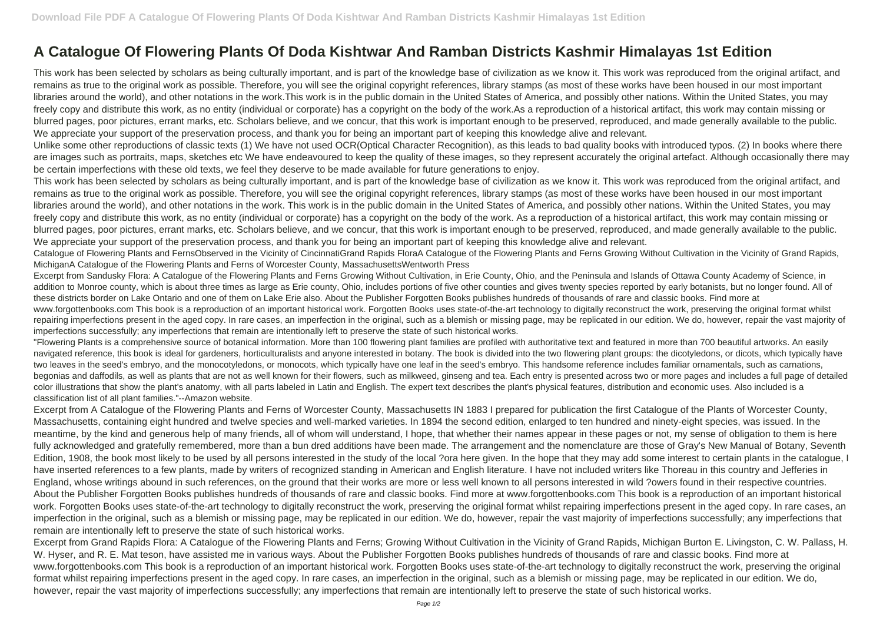# A Catalogue Of Flowering Plants Of Doda Kishtwar And Ramban Districts Kashmir Himalayas 1st Edition

This work has been selected by scholars as being culturally important, and is part of the knowledge base of civilization as we know it. This work was reproduced from the original artifact, and remains as true to the original work as possible. Therefore, you will see the original copyright references, library stamps (as most of these works have been housed in our most important libraries around the world), and other notations in the work.This work is in the public domain in the United States of America, and possibly other nations. Within the United States, you may freely copy and distribute this work, as no entity (individual or corporate) has a copyright on the body of the work.As a reproduction of a historical artifact, this work may contain missing or blurred pages, poor pictures, errant marks, etc. Scholars believe, and we concur, that this work is important enough to be preserved, reproduced, and made generally available to the public. We appreciate your support of the preservation process, and thank you for being an important part of keeping this knowledge alive and relevant.

Unlike some other reproductions of classic texts (1) We have not used OCR(Optical Character Recognition), as this leads to bad quality books with introduced typos. (2) In books where there are images such as portraits, maps, sketches etc We have endeavoured to keep the quality of these images, so they represent accurately the original artefact. Although occasionally there may be certain imperfections with these old texts, we feel they deserve to be made available for future generations to enjoy.

This work has been selected by scholars as being culturally important, and is part of the knowledge base of civilization as we know it. This work was reproduced from the original artifact, and remains as true to the original work as possible. Therefore, you will see the original copyright references, library stamps (as most of these works have been housed in our most important libraries around the world), and other notations in the work. This work is in the public domain in the United States of America, and possibly other nations. Within the United States, you may freely copy and distribute this work, as no entity (individual or corporate) has a copyright on the body of the work. As a reproduction of a historical artifact, this work may contain missing or blurred pages, poor pictures, errant marks, etc. Scholars believe, and we concur, that this work is important enough to be preserved, reproduced, and made generally available to the public. We appreciate your support of the preservation process, and thank you for being an important part of keeping this knowledge alive and relevant.

Catalogue of Flowering Plants and FernsObserved in the Vicinity of CincinnatiGrand Rapids FloraA Catalogue of the Flowering Plants and Ferns Growing Without Cultivation in the Vicinity of Grand Rapids, MichiganA Catalogue of the Flowering Plants and Ferns of Worcester County, MassachusettsWentworth Press

Excerpt from Sandusky Flora: A Catalogue of the Flowering Plants and Ferns Growing Without Cultivation, in Erie County, Ohio, and the Peninsula and Islands of Ottawa County Academy of Science, in addition to Monroe county, which is about three times as large as Erie county, Ohio, includes portions of five other counties and gives twenty species reported by early botanists, but no longer found. All of these districts border on Lake Ontario and one of them on Lake Erie also. About the Publisher Forgotten Books publishes hundreds of thousands of rare and classic books. Find more at www.forgottenbooks.com This book is a reproduction of an important historical work. Forgotten Books uses state-of-the-art technology to digitally reconstruct the work, preserving the original format whilst repairing imperfections present in the aged copy. In rare cases, an imperfection in the original, such as a blemish or missing page, may be replicated in our edition. We do, however, repair the vast majority of imperfections successfully; any imperfections that remain are intentionally left to preserve the state of such historical works.

"Flowering Plants is a comprehensive source of botanical information. More than 100 flowering plant families are profiled with authoritative text and featured in more than 700 beautiful artworks. An easily navigated reference, this book is ideal for gardeners, horticulturalists and anyone interested in botany. The book is divided into the two flowering plant groups: the dicotyledons, or dicots, which typically have two leaves in the seed's embryo, and the monocotyledons, or monocots, which typically have one leaf in the seed's embryo. This handsome reference includes familiar ornamentals, such as carnations, begonias and daffodils, as well as plants that are not as well known for their flowers, such as milkweed, ginseng and tea. Each entry is presented across two or more pages and includes a full page of detailed color illustrations that show the plant's anatomy, with all parts labeled in Latin and English. The expert text describes the plant's physical features, distribution and economic uses. Also included is a classification list of all plant families."--Amazon website.

Excerpt from A Catalogue of the Flowering Plants and Ferns of Worcester County, Massachusetts IN 1883 I prepared for publication the first Catalogue of the Plants of Worcester County, Massachusetts, containing eight hundred and twelve species and well-marked varieties. In 1894 the second edition, enlarged to ten hundred and ninety-eight species, was issued. In the meantime, by the kind and generous help of many friends, all of whom will understand, I hope, that whether their names appear in these pages or not, my sense of obligation to them is here fully acknowledged and gratefully remembered, more than a bun dred additions have been made. The arrangement and the nomenclature are those of Gray's New Manual of Botany, Seventh Edition, 1908, the book most likely to be used by all persons interested in the study of the local ?ora here given. In the hope that they may add some interest to certain plants in the catalogue, I have inserted references to a few plants, made by writers of recognized standing in American and English literature. I have not included writers like Thoreau in this country and Jefferies in England, whose writings abound in such references, on the ground that their works are more or less well known to all persons interested in wild ?owers found in their respective countries. About the Publisher Forgotten Books publishes hundreds of thousands of rare and classic books. Find more at www.forgottenbooks.com This book is a reproduction of an important historical work. Forgotten Books uses state-of-the-art technology to digitally reconstruct the work, preserving the original format whilst repairing imperfections present in the aged copy. In rare cases, an imperfection in the original, such as a blemish or missing page, may be replicated in our edition. We do, however, repair the vast majority of imperfections successfully; any imperfections that remain are intentionally left to preserve the state of such historical works.

Excerpt from Grand Rapids Flora: A Catalogue of the Flowering Plants and Ferns; Growing Without Cultivation in the Vicinity of Grand Rapids, Michigan Burton E. Livingston, C. W. Pallass, H. W. Hyser, and R. E. Mat teson, have assisted me in various ways. About the Publisher Forgotten Books publishes hundreds of thousands of rare and classic books. Find more at www.forgottenbooks.com This book is a reproduction of an important historical work. Forgotten Books uses state-of-the-art technology to digitally reconstruct the work, preserving the original format whilst repairing imperfections present in the aged copy. In rare cases, an imperfection in the original, such as a blemish or missing page, may be replicated in our edition. We do, however, repair the vast majority of imperfections successfully; any imperfections that remain are intentionally left to preserve the state of such historical works.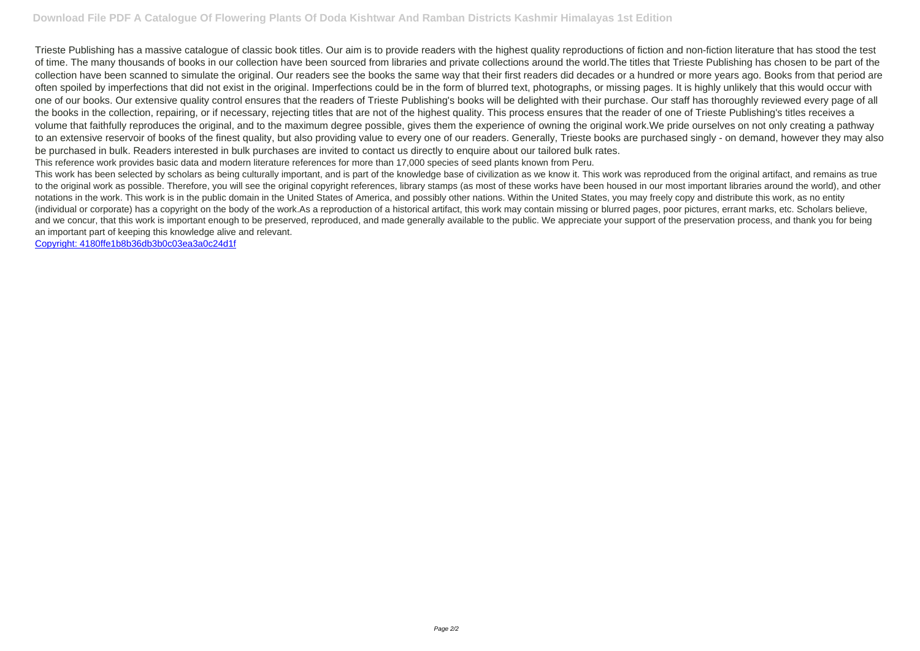Trieste Publishing has a massive catalogue of classic book titles. Our aim is to provide readers with the highest quality reproductions of fiction and non-fiction literature that has stood the test of time. The many thousands of books in our collection have been sourced from libraries and private collections around the world.The titles that Trieste Publishing has chosen to be part of the collection have been scanned to simulate the original. Our readers see the books the same way that their first readers did decades or a hundred or more years ago. Books from that period are often spoiled by imperfections that did not exist in the original. Imperfections could be in the form of blurred text, photographs, or missing pages. It is highly unlikely that this would occur with one of our books. Our extensive quality control ensures that the readers of Trieste Publishing's books will be delighted with their purchase. Our staff has thoroughly reviewed every page of all the books in the collection, repairing, or if necessary, rejecting titles that are not of the highest quality. This process ensures that the reader of one of Trieste Publishing's titles receives a volume that faithfully reproduces the original, and to the maximum degree possible, gives them the experience of owning the original work.We pride ourselves on not only creating a pathway to an extensive reservoir of books of the finest quality, but also providing value to every one of our readers. Generally, Trieste books are purchased singly - on demand, however they may also be purchased in bulk. Readers interested in bulk purchases are invited to contact us directly to enquire about our tailored bulk rates.

This reference work provides basic data and modern literature references for more than 17,000 species of seed plants known from Peru.

This work has been selected by scholars as being culturally important, and is part of the knowledge base of civilization as we know it. This work was reproduced from the original artifact, and remains as true to the original work as possible. Therefore, you will see the original copyright references, library stamps (as most of these works have been housed in our most important libraries around the world), and other notations in the work. This work is in the public domain in the United States of America, and possibly other nations. Within the United States, you may freely copy and distribute this work, as no entity (individual or corporate) has a copyright on the body of the work.As a reproduction of a historical artifact, this work may contain missing or blurred pages, poor pictures, errant marks, etc. Scholars believe, and we concur, that this work is important enough to be preserved, reproduced, and made generally available to the public. We appreciate your support of the preservation process, and thank you for being an important part of keeping this knowledge alive and relevant.

Copyright: 4180ffe1b8b36db3b0c03ea3a0c24d1f